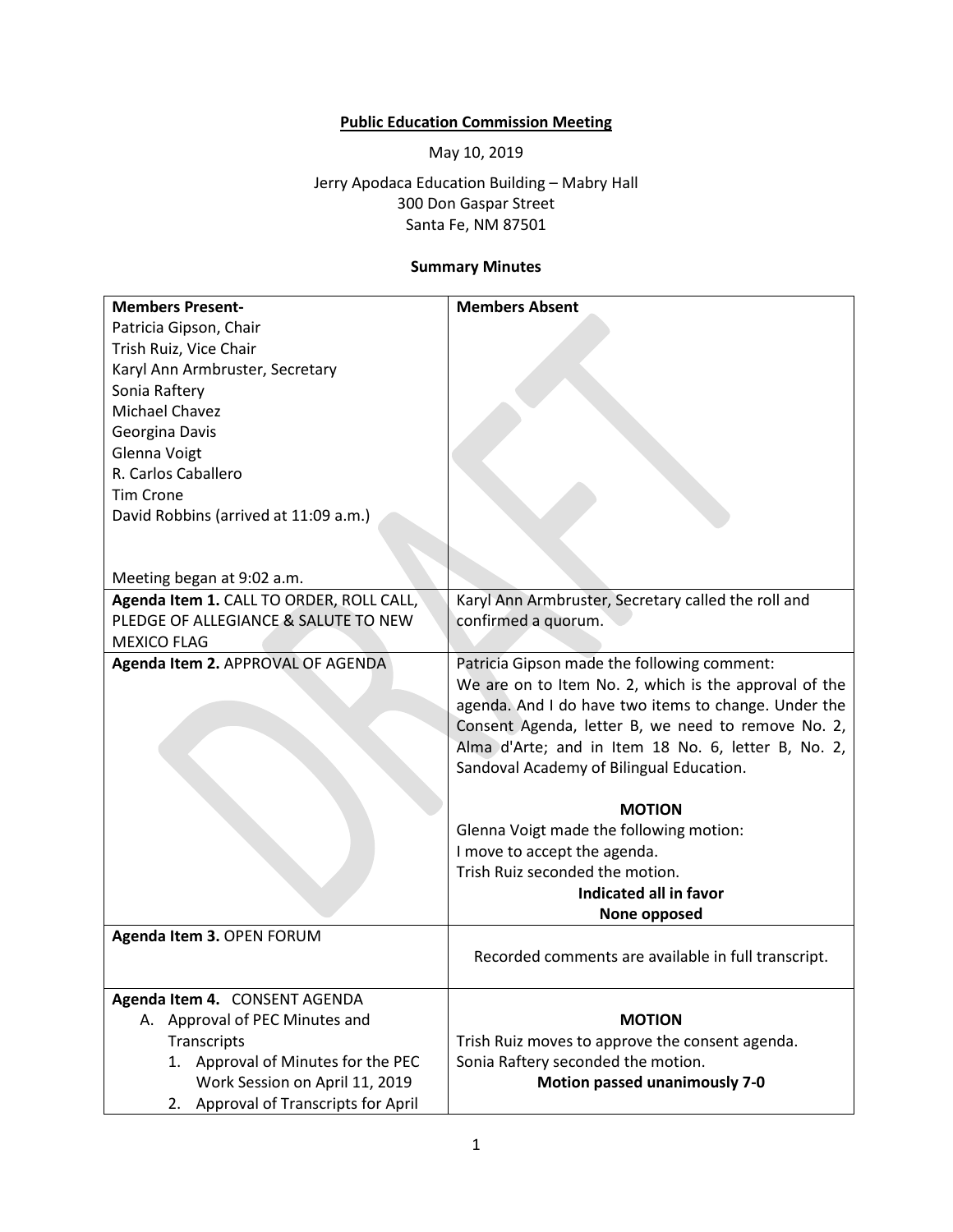**Public Education Commission Meeting**

May 10, 2019

Jerry Apodaca Education Building – Mabry Hall
300 Don Gaspar Street
Santa Fe, NM 87501

**Summary Minutes**

| **Members Present-**<br>Patricia Gipson, Chair<br>Trish Ruiz, Vice Chair<br>Karyl Ann Armbruster, Secretary<br>Sonia Raftery<br>Michael Chavez<br>Georgina Davis<br>Glenna Voigt<br>R. Carlos Caballero<br>Tim Crone<br>David Robbins (arrived at 11:09 a.m.)<br><br>Meeting began at 9:02 a.m. | **Members Absent** |
|---|---|
| **Agenda Item 1.** CALL TO ORDER, ROLL CALL, PLEDGE OF ALLEGIANCE & SALUTE TO NEW MEXICO FLAG | Karyl Ann Armbruster, Secretary called the roll and confirmed a quorum. |
| **Agenda Item 2.** APPROVAL OF AGENDA | Patricia Gipson made the following comment:<br>We are on to Item No. 2, which is the approval of the agenda. And I do have two items to change. Under the Consent Agenda, letter B, we need to remove No. 2, Alma d'Arte; and in Item 18 No. 6, letter B, No. 2, Sandoval Academy of Bilingual Education.<br><br>**MOTION**<br>Glenna Voigt made the following motion:<br>I move to accept the agenda.<br>Trish Ruiz seconded the motion.<br>**Indicated all in favor**<br>**None opposed** |
| **Agenda Item 3.** OPEN FORUM | Recorded comments are available in full transcript. |
| **Agenda Item 4.** CONSENT AGENDA<br>A. Approval of PEC Minutes and Transcripts<br>1. Approval of Minutes for the PEC Work Session on April 11, 2019<br>2. Approval of Transcripts for April | **MOTION**<br>Trish Ruiz moves to approve the consent agenda.<br>Sonia Raftery seconded the motion.<br>**Motion passed unanimously 7-0** |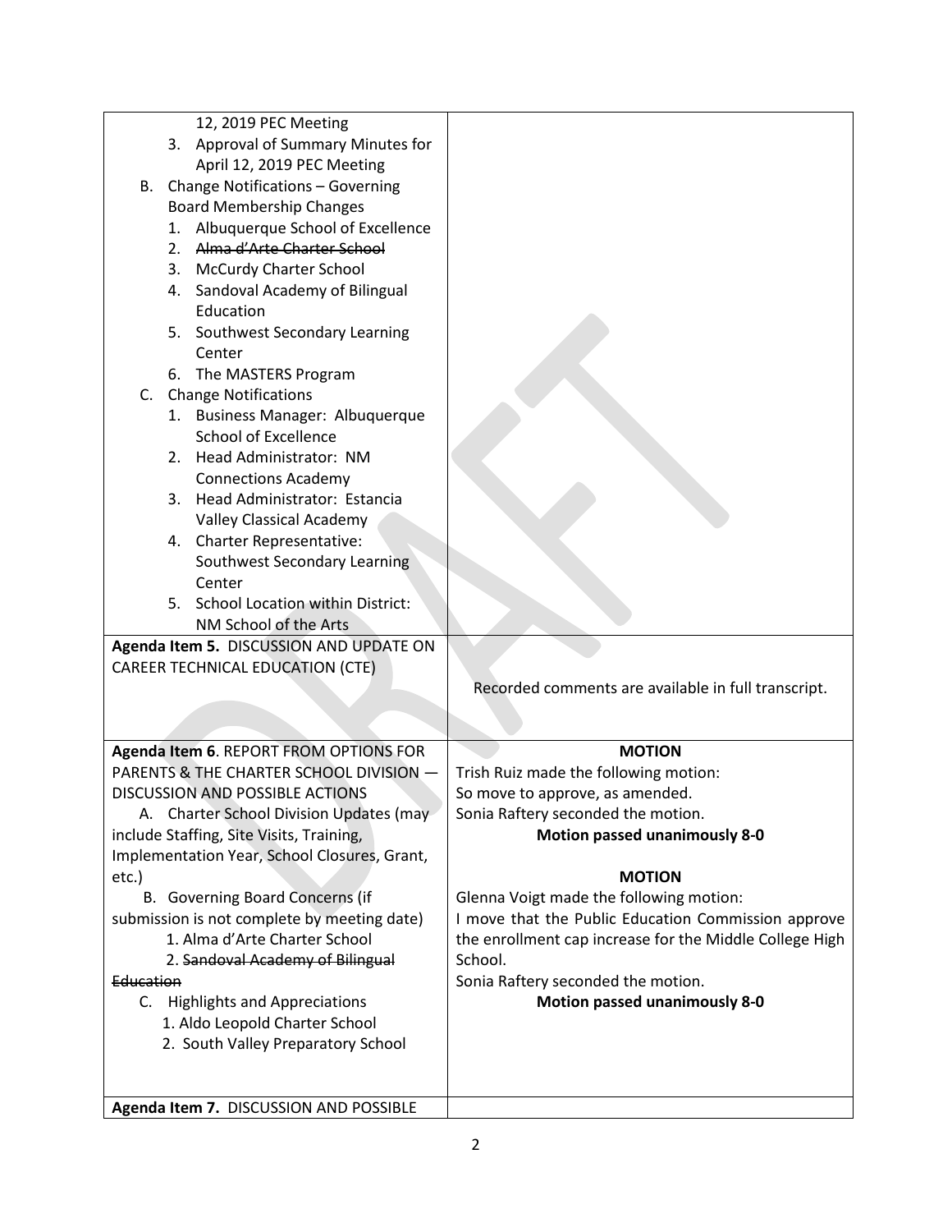| | |
|---|---|
| 12, 2019 PEC Meeting<br>3. Approval of Summary Minutes for April 12, 2019 PEC Meeting<br>B. Change Notifications – Governing Board Membership Changes<br>1. Albuquerque School of Excellence<br>2. ~~Alma d'Arte Charter School~~<br>3. McCurdy Charter School<br>4. Sandoval Academy of Bilingual Education<br>5. Southwest Secondary Learning Center<br>6. The MASTERS Program<br>C. Change Notifications<br>1. Business Manager: Albuquerque School of Excellence<br>2. Head Administrator: NM Connections Academy<br>3. Head Administrator: Estancia Valley Classical Academy<br>4. Charter Representative: Southwest Secondary Learning Center<br>5. School Location within District: NM School of the Arts | |
| **Agenda Item 5.** DISCUSSION AND UPDATE ON CAREER TECHNICAL EDUCATION (CTE) | Recorded comments are available in full transcript. |
| **Agenda Item 6**. REPORT FROM OPTIONS FOR PARENTS & THE CHARTER SCHOOL DIVISION — DISCUSSION AND POSSIBLE ACTIONS<br>A. Charter School Division Updates (may include Staffing, Site Visits, Training, Implementation Year, School Closures, Grant, etc.)<br>B. Governing Board Concerns (if submission is not complete by meeting date)<br>1. Alma d'Arte Charter School<br>2. ~~Sandoval Academy of Bilingual Education~~<br>C. Highlights and Appreciations<br>1. Aldo Leopold Charter School<br>2. South Valley Preparatory School | **MOTION**<br>Trish Ruiz made the following motion:<br>So move to approve, as amended.<br>Sonia Raftery seconded the motion.<br>**Motion passed unanimously 8-0**<br><br>**MOTION**<br>Glenna Voigt made the following motion:<br>I move that the Public Education Commission approve the enrollment cap increase for the Middle College High School.<br>Sonia Raftery seconded the motion.<br>**Motion passed unanimously 8-0** |
| **Agenda Item 7.** DISCUSSION AND POSSIBLE | |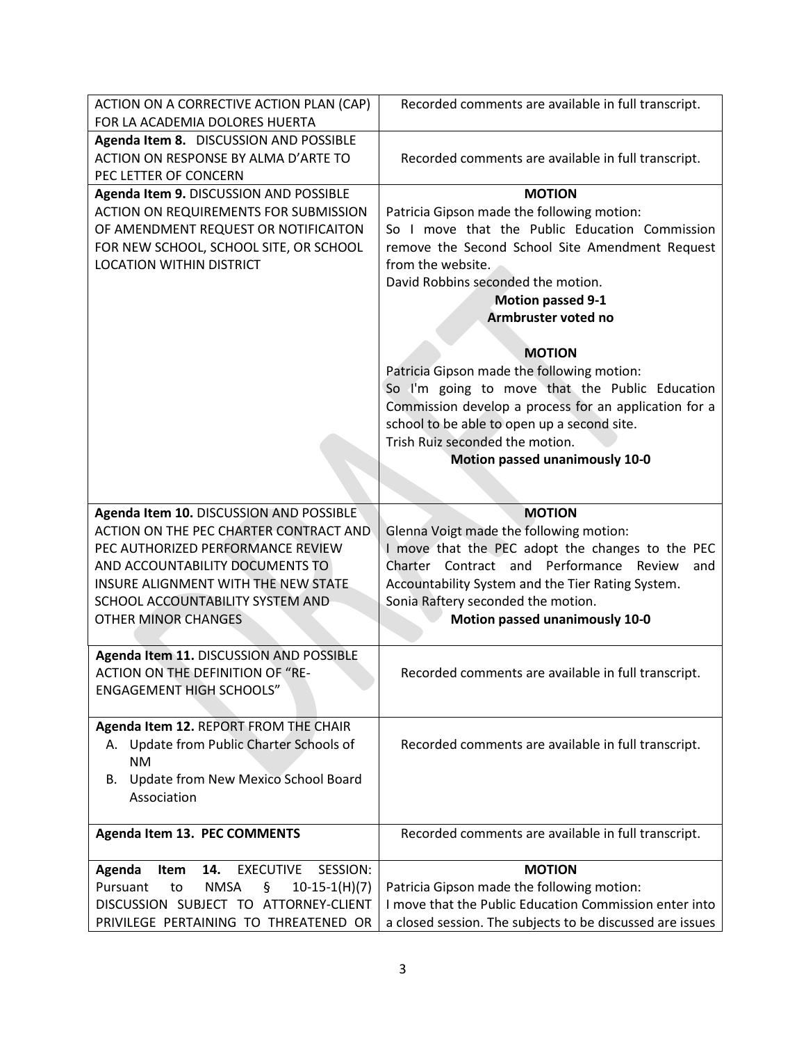| | |
|---|---|
| ACTION ON A CORRECTIVE ACTION PLAN (CAP) FOR LA ACADEMIA DOLORES HUERTA | Recorded comments are available in full transcript. |
| **Agenda Item 8.** DISCUSSION AND POSSIBLE ACTION ON RESPONSE BY ALMA D'ARTE TO PEC LETTER OF CONCERN | Recorded comments are available in full transcript. |
| **Agenda Item 9.** DISCUSSION AND POSSIBLE ACTION ON REQUIREMENTS FOR SUBMISSION OF AMENDMENT REQUEST OR NOTIFICAITON FOR NEW SCHOOL, SCHOOL SITE, OR SCHOOL LOCATION WITHIN DISTRICT | **MOTION**<br>Patricia Gipson made the following motion:<br>So I move that the Public Education Commission remove the Second School Site Amendment Request from the website.<br>David Robbins seconded the motion.<br>**Motion passed 9-1**<br>**Armbruster voted no**<br><br>**MOTION**<br>Patricia Gipson made the following motion:<br>So I'm going to move that the Public Education Commission develop a process for an application for a school to be able to open up a second site.<br>Trish Ruiz seconded the motion.<br>**Motion passed unanimously 10-0** |
| **Agenda Item 10.** DISCUSSION AND POSSIBLE ACTION ON THE PEC CHARTER CONTRACT AND PEC AUTHORIZED PERFORMANCE REVIEW AND ACCOUNTABILITY DOCUMENTS TO INSURE ALIGNMENT WITH THE NEW STATE SCHOOL ACCOUNTABILITY SYSTEM AND OTHER MINOR CHANGES | **MOTION**<br>Glenna Voigt made the following motion:<br>I move that the PEC adopt the changes to the PEC Charter Contract and Performance Review and Accountability System and the Tier Rating System.<br>Sonia Raftery seconded the motion.<br>**Motion passed unanimously 10-0** |
| **Agenda Item 11.** DISCUSSION AND POSSIBLE ACTION ON THE DEFINITION OF "RE-ENGAGEMENT HIGH SCHOOLS" | Recorded comments are available in full transcript. |
| **Agenda Item 12.** REPORT FROM THE CHAIR<br>A. Update from Public Charter Schools of NM<br>B. Update from New Mexico School Board Association | Recorded comments are available in full transcript. |
| **Agenda Item 13. PEC COMMENTS** | Recorded comments are available in full transcript. |
| **Agenda Item 14.** EXECUTIVE SESSION: Pursuant to NMSA § 10-15-1(H)(7) DISCUSSION SUBJECT TO ATTORNEY-CLIENT PRIVILEGE PERTAINING TO THREATENED OR | **MOTION**<br>Patricia Gipson made the following motion:<br>I move that the Public Education Commission enter into a closed session. The subjects to be discussed are issues |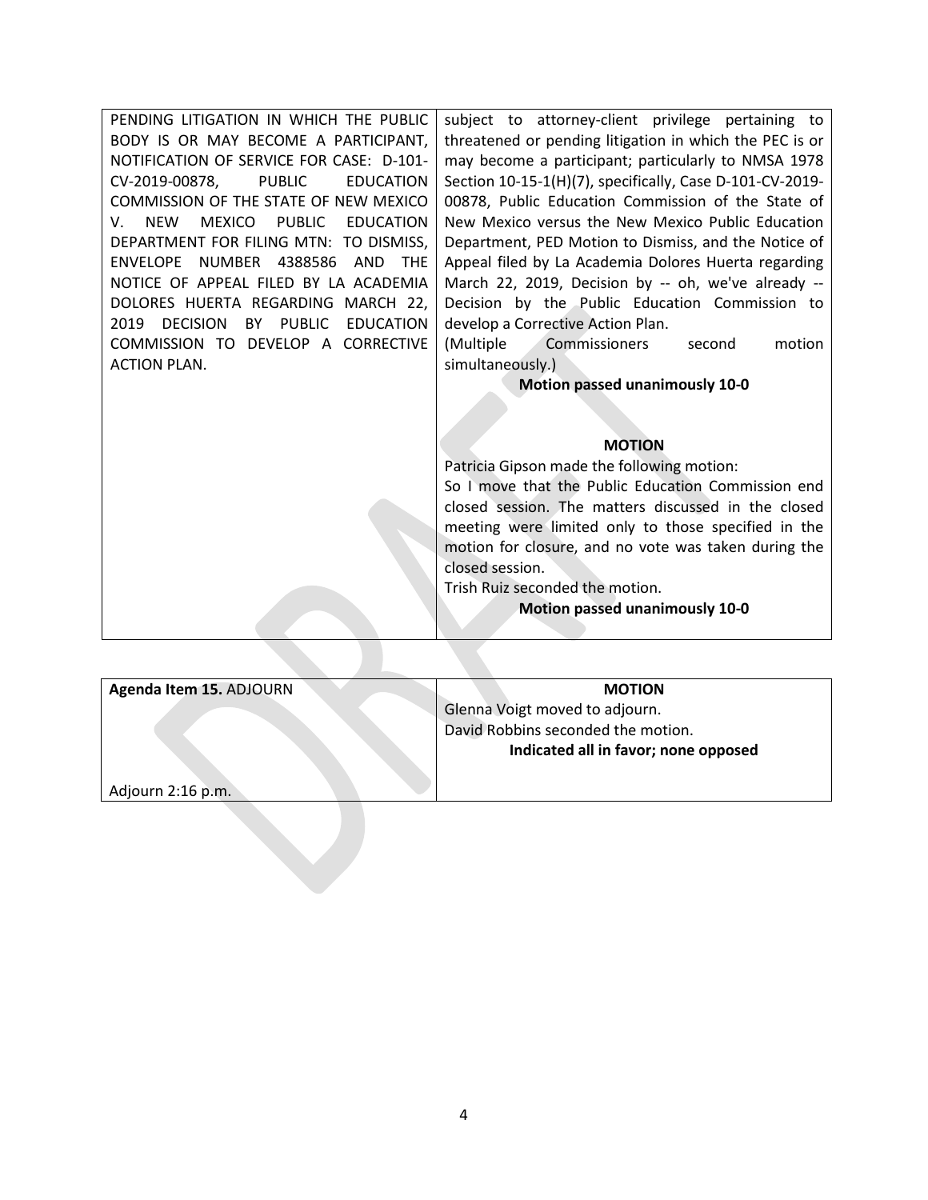| | |
|---|---|
| PENDING LITIGATION IN WHICH THE PUBLIC BODY IS OR MAY BECOME A PARTICIPANT, NOTIFICATION OF SERVICE FOR CASE: D-101-CV-2019-00878, PUBLIC EDUCATION COMMISSION OF THE STATE OF NEW MEXICO V. NEW MEXICO PUBLIC EDUCATION DEPARTMENT FOR FILING MTN: TO DISMISS, ENVELOPE NUMBER 4388586 AND THE NOTICE OF APPEAL FILED BY LA ACADEMIA DOLORES HUERTA REGARDING MARCH 22, 2019 DECISION BY PUBLIC EDUCATION COMMISSION TO DEVELOP A CORRECTIVE ACTION PLAN. | subject to attorney-client privilege pertaining to threatened or pending litigation in which the PEC is or may become a participant; particularly to NMSA 1978 Section 10-15-1(H)(7), specifically, Case D-101-CV-2019-00878, Public Education Commission of the State of New Mexico versus the New Mexico Public Education Department, PED Motion to Dismiss, and the Notice of Appeal filed by La Academia Dolores Huerta regarding March 22, 2019, Decision by -- oh, we've already -- Decision by the Public Education Commission to develop a Corrective Action Plan.<br>(Multiple Commissioners second motion simultaneously.)<br>**Motion passed unanimously 10-0**<br><br>**MOTION**<br>Patricia Gipson made the following motion:<br>So I move that the Public Education Commission end closed session. The matters discussed in the closed meeting were limited only to those specified in the motion for closure, and no vote was taken during the closed session.<br>Trish Ruiz seconded the motion.<br>**Motion passed unanimously 10-0** |

| | |
|---|---|
| **Agenda Item 15.** ADJOURN<br><br><br><br>Adjourn 2:16 p.m. | **MOTION**<br>Glenna Voigt moved to adjourn.<br>David Robbins seconded the motion.<br>**Indicated all in favor; none opposed** |